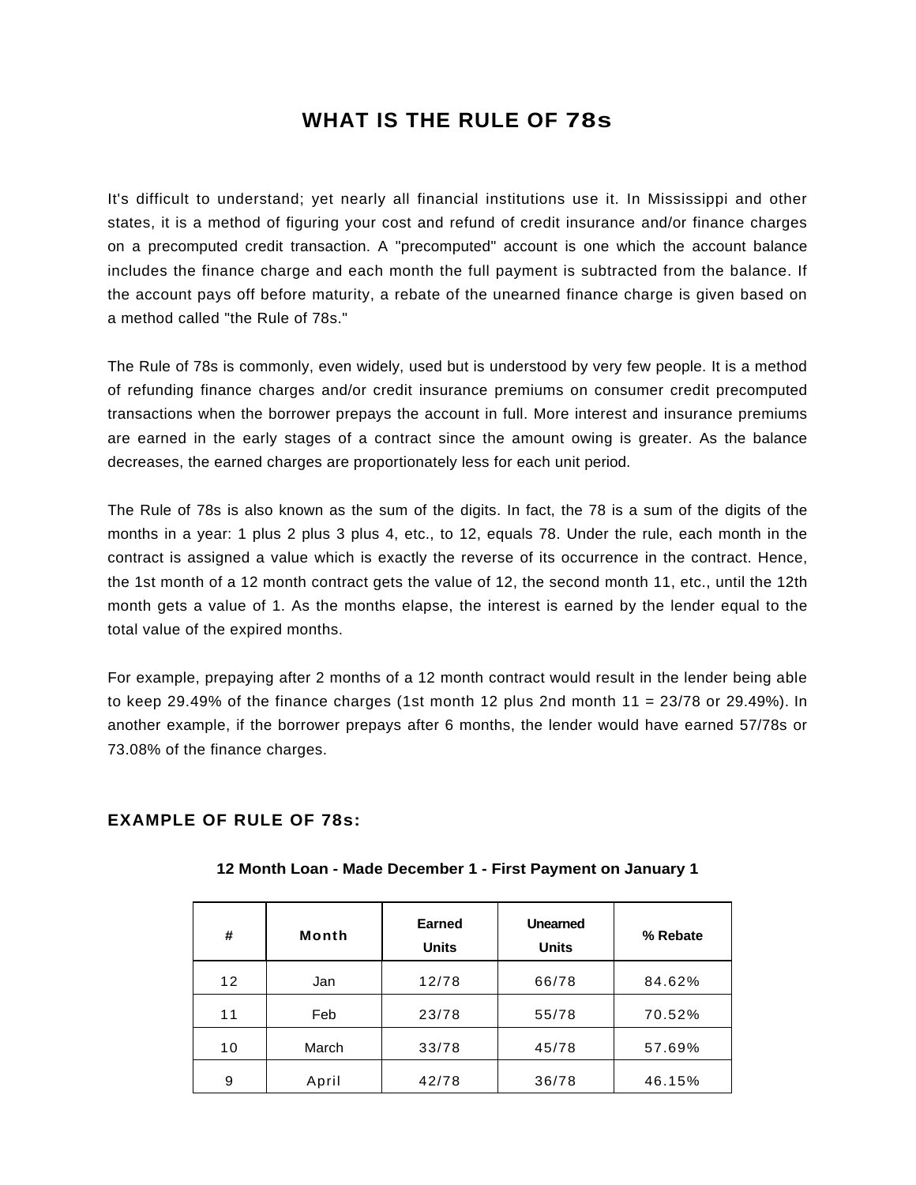# WHAT IS THE RULE OF 78s

It's difficult to understand; yet nearly all financial institutions use it. In Mississippi and other states, it is a method of figuring your cost and refund of credit insurance and/or finance charges on a precomputed credit transaction. A "precomputed" account is one which the account balance includes the finance charge and each month the full payment is subtracted from the balance. If the account pays off before maturity, a rebate of the unearned finance charge is given based on a method called "the Rule of 78s."

The Rule of 78s is commonly, even widely, used but is understood by very few people. It is a method of refunding finance charges and/or credit insurance premiums on consumer credit precomputed transactions when the borrower prepays the account in full. More interest and insurance premiums are earned in the early stages of a contract since the amount owing is greater. As the balance decreases, the earned charges are proportionately less for each unit period.

The Rule of 78s is also known as the sum of the digits. In fact, the 78 is a sum of the digits of the months in a year: 1 plus 2 plus 3 plus 4, etc., to 12, equals 78. Under the rule, each month in the contract is assigned a value which is exactly the reverse of its occurrence in the contract. Hence, the 1st month of a 12 month contract gets the value of 12, the second month 11, etc., until the 12th month gets a value of 1. As the months elapse, the interest is earned by the lender equal to the total value of the expired months.

For example, prepaying after 2 months of a 12 month contract would result in the lender being able to keep 29.49% of the finance charges (1st month 12 plus 2nd month 11 = 23/78 or 29.49%). In another example, if the borrower prepays after 6 months, the lender would have earned 57/78s or 73.08% of the finance charges.

## EXAMPLE OF RULE OF 78s:

**12 Month Loan - Made December 1 - First Payment on January 1**

| # | Month | Earned Units | Unearned Units | % Rebate |
|---|---|---|---|---|
| 12 | Jan | 12/78 | 66/78 | 84.62% |
| 11 | Feb | 23/78 | 55/78 | 70.52% |
| 10 | March | 33/78 | 45/78 | 57.69% |
| 9 | April | 42/78 | 36/78 | 46.15% |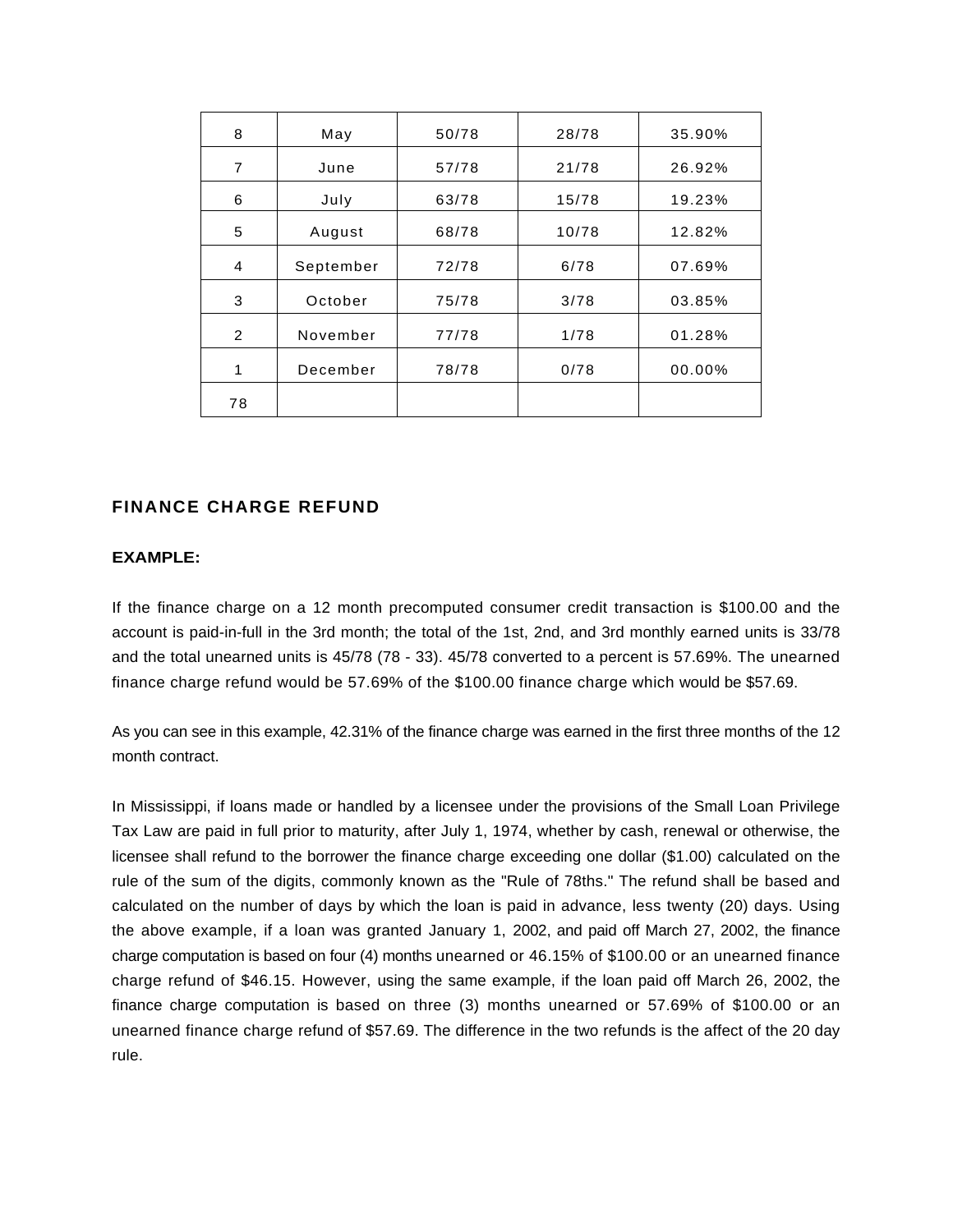| 8 | May | 50/78 | 28/78 | 35.90% |
|---|---|---|---|---|
| 7 | June | 57/78 | 21/78 | 26.92% |
| 6 | July | 63/78 | 15/78 | 19.23% |
| 5 | August | 68/78 | 10/78 | 12.82% |
| 4 | September | 72/78 | 6/78 | 07.69% |
| 3 | October | 75/78 | 3/78 | 03.85% |
| 2 | November | 77/78 | 1/78 | 01.28% |
| 1 | December | 78/78 | 0/78 | 00.00% |
| 78 | | | | |

## FINANCE CHARGE REFUND

**EXAMPLE:**

If the finance charge on a 12 month precomputed consumer credit transaction is $100.00 and the account is paid-in-full in the 3rd month; the total of the 1st, 2nd, and 3rd monthly earned units is 33/78 and the total unearned units is 45/78 (78 - 33). 45/78 converted to a percent is 57.69%. The unearned finance charge refund would be 57.69% of the $100.00 finance charge which would be $57.69.

As you can see in this example, 42.31% of the finance charge was earned in the first three months of the 12 month contract.

In Mississippi, if loans made or handled by a licensee under the provisions of the Small Loan Privilege Tax Law are paid in full prior to maturity, after July 1, 1974, whether by cash, renewal or otherwise, the licensee shall refund to the borrower the finance charge exceeding one dollar ($1.00) calculated on the rule of the sum of the digits, commonly known as the "Rule of 78ths." The refund shall be based and calculated on the number of days by which the loan is paid in advance, less twenty (20) days. Using the above example, if a loan was granted January 1, 2002, and paid off March 27, 2002, the finance charge computation is based on four (4) months unearned or 46.15% of $100.00 or an unearned finance charge refund of $46.15. However, using the same example, if the loan paid off March 26, 2002, the finance charge computation is based on three (3) months unearned or 57.69% of $100.00 or an unearned finance charge refund of $57.69. The difference in the two refunds is the affect of the 20 day rule.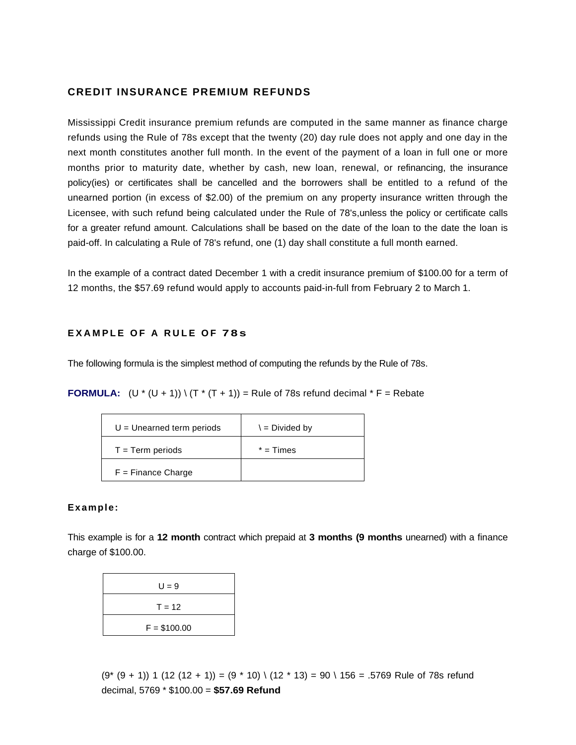## CREDIT INSURANCE PREMIUM REFUNDS

Mississippi Credit insurance premium refunds are computed in the same manner as finance charge refunds using the Rule of 78s except that the twenty (20) day rule does not apply and one day in the next month constitutes another full month. In the event of the payment of a loan in full one or more months prior to maturity date, whether by cash, new loan, renewal, or refinancing, the insurance policy(ies) or certificates shall be cancelled and the borrowers shall be entitled to a refund of the unearned portion (in excess of $2.00) of the premium on any property insurance written through the Licensee, with such refund being calculated under the Rule of 78's,unless the policy or certificate calls for a greater refund amount. Calculations shall be based on the date of the loan to the date the loan is paid-off. In calculating a Rule of 78's refund, one (1) day shall constitute a full month earned.

In the example of a contract dated December 1 with a credit insurance premium of $100.00 for a term of 12 months, the $57.69 refund would apply to accounts paid-in-full from February 2 to March 1.

## EXAMPLE OF A RULE OF 78s

The following formula is the simplest method of computing the refunds by the Rule of 78s.

**FORMULA:** (U * (U + 1)) \ (T * (T + 1)) = Rule of 78s refund decimal * F = Rebate

| | |
|---|---|
| U = Unearned term periods | \ = Divided by |
| T = Term periods | * = Times |
| F = Finance Charge | |

**Example:**

This example is for a **12 month** contract which prepaid at **3 months (9 months** unearned) with a finance charge of $100.00.

| |
|---|
| U = 9 |
| T = 12 |
| F = $100.00 |

(9* (9 + 1)) 1 (12 (12 + 1)) = (9 * 10) \ (12 * 13) = 90 \ 156 = .5769 Rule of 78s refund decimal, 5769 * $100.00 = **$57.69 Refund**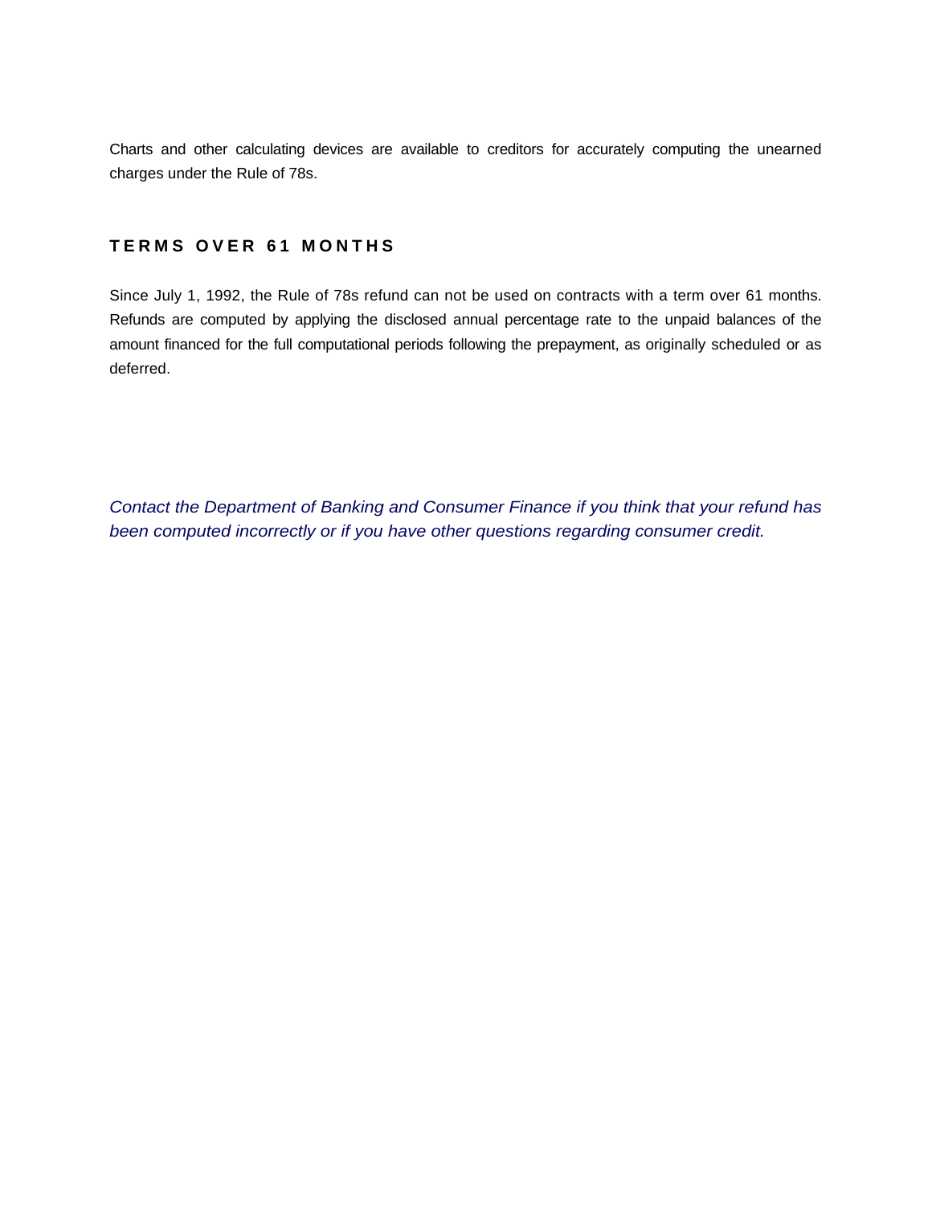Charts and other calculating devices are available to creditors for accurately computing the unearned charges under the Rule of 78s.

## TERMS OVER 61 MONTHS

Since July 1, 1992, the Rule of 78s refund can not be used on contracts with a term over 61 months. Refunds are computed by applying the disclosed annual percentage rate to the unpaid balances of the amount financed for the full computational periods following the prepayment, as originally scheduled or as deferred.

*Contact the Department of Banking and Consumer Finance if you think that your refund has been computed incorrectly or if you have other questions regarding consumer credit.*